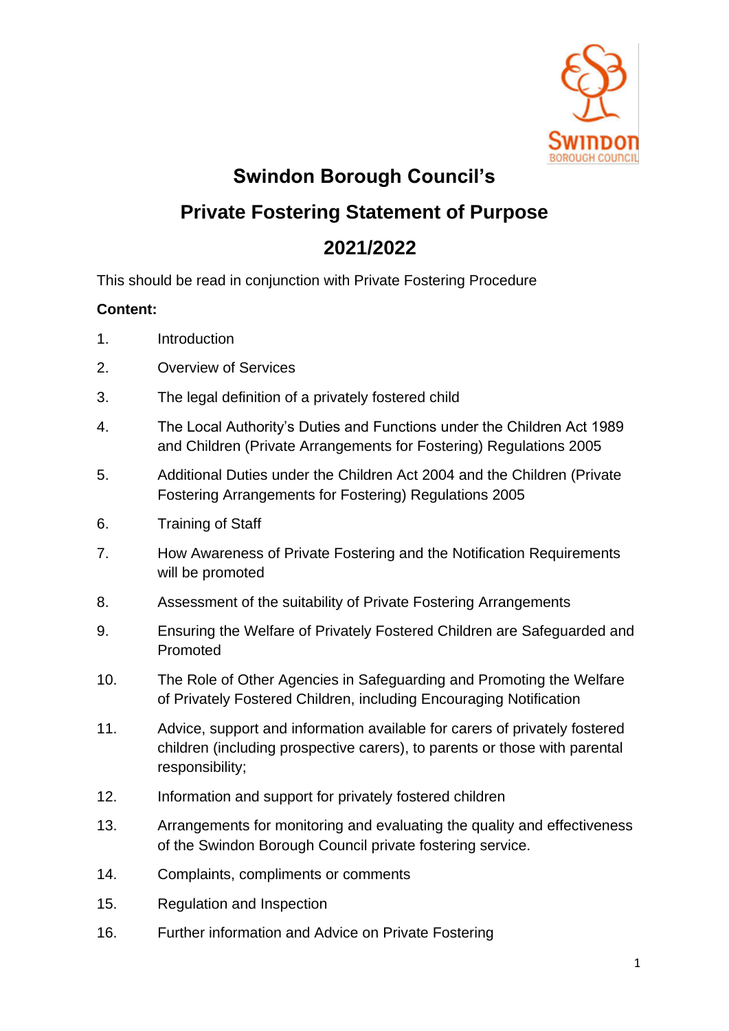# Swindon Borough Council's

# Private Fostering Statement of Purpose

# 2021/2022

This should be read in conjunction with Private Fostering Procedure

**Content:**

1. Introduction
2. Overview of Services
3. The legal definition of a privately fostered child
4. The Local Authority's Duties and Functions under the Children Act 1989 and Children (Private Arrangements for Fostering) Regulations 2005
5. Additional Duties under the Children Act 2004 and the Children (Private Fostering Arrangements for Fostering) Regulations 2005
6. Training of Staff
7. How Awareness of Private Fostering and the Notification Requirements will be promoted
8. Assessment of the suitability of Private Fostering Arrangements
9. Ensuring the Welfare of Privately Fostered Children are Safeguarded and Promoted
10. The Role of Other Agencies in Safeguarding and Promoting the Welfare of Privately Fostered Children, including Encouraging Notification
11. Advice, support and information available for carers of privately fostered children (including prospective carers), to parents or those with parental responsibility;
12. Information and support for privately fostered children
13. Arrangements for monitoring and evaluating the quality and effectiveness of the Swindon Borough Council private fostering service.
14. Complaints, compliments or comments
15. Regulation and Inspection
16. Further information and Advice on Private Fostering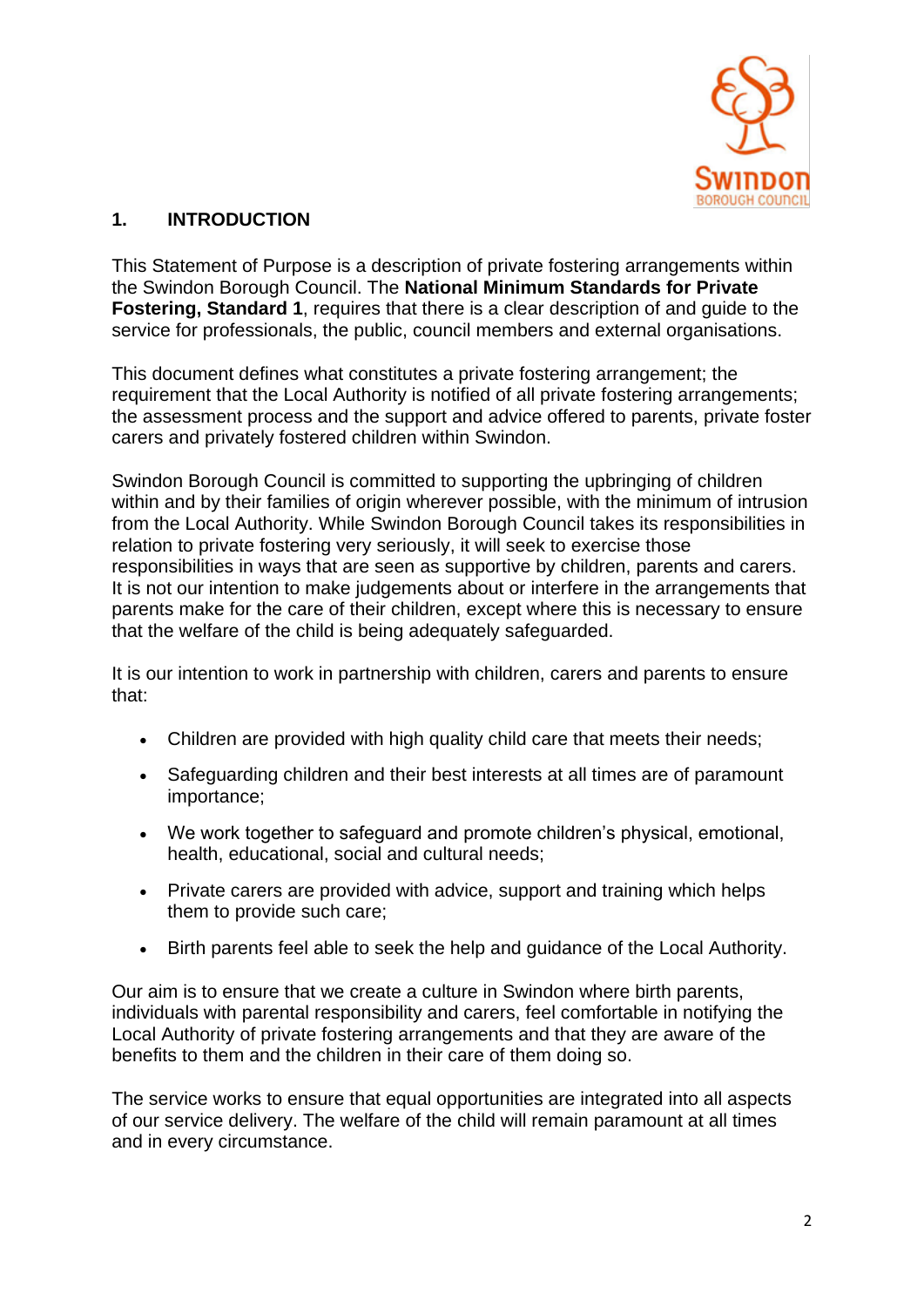## 1. INTRODUCTION

This Statement of Purpose is a description of private fostering arrangements within the Swindon Borough Council. The **National Minimum Standards for Private Fostering, Standard 1**, requires that there is a clear description of and guide to the service for professionals, the public, council members and external organisations.

This document defines what constitutes a private fostering arrangement; the requirement that the Local Authority is notified of all private fostering arrangements; the assessment process and the support and advice offered to parents, private foster carers and privately fostered children within Swindon.

Swindon Borough Council is committed to supporting the upbringing of children within and by their families of origin wherever possible, with the minimum of intrusion from the Local Authority. While Swindon Borough Council takes its responsibilities in relation to private fostering very seriously, it will seek to exercise those responsibilities in ways that are seen as supportive by children, parents and carers. It is not our intention to make judgements about or interfere in the arrangements that parents make for the care of their children, except where this is necessary to ensure that the welfare of the child is being adequately safeguarded.

It is our intention to work in partnership with children, carers and parents to ensure that:

- Children are provided with high quality child care that meets their needs;
- Safeguarding children and their best interests at all times are of paramount importance;
- We work together to safeguard and promote children's physical, emotional, health, educational, social and cultural needs;
- Private carers are provided with advice, support and training which helps them to provide such care;
- Birth parents feel able to seek the help and guidance of the Local Authority.

Our aim is to ensure that we create a culture in Swindon where birth parents, individuals with parental responsibility and carers, feel comfortable in notifying the Local Authority of private fostering arrangements and that they are aware of the benefits to them and the children in their care of them doing so.

The service works to ensure that equal opportunities are integrated into all aspects of our service delivery. The welfare of the child will remain paramount at all times and in every circumstance.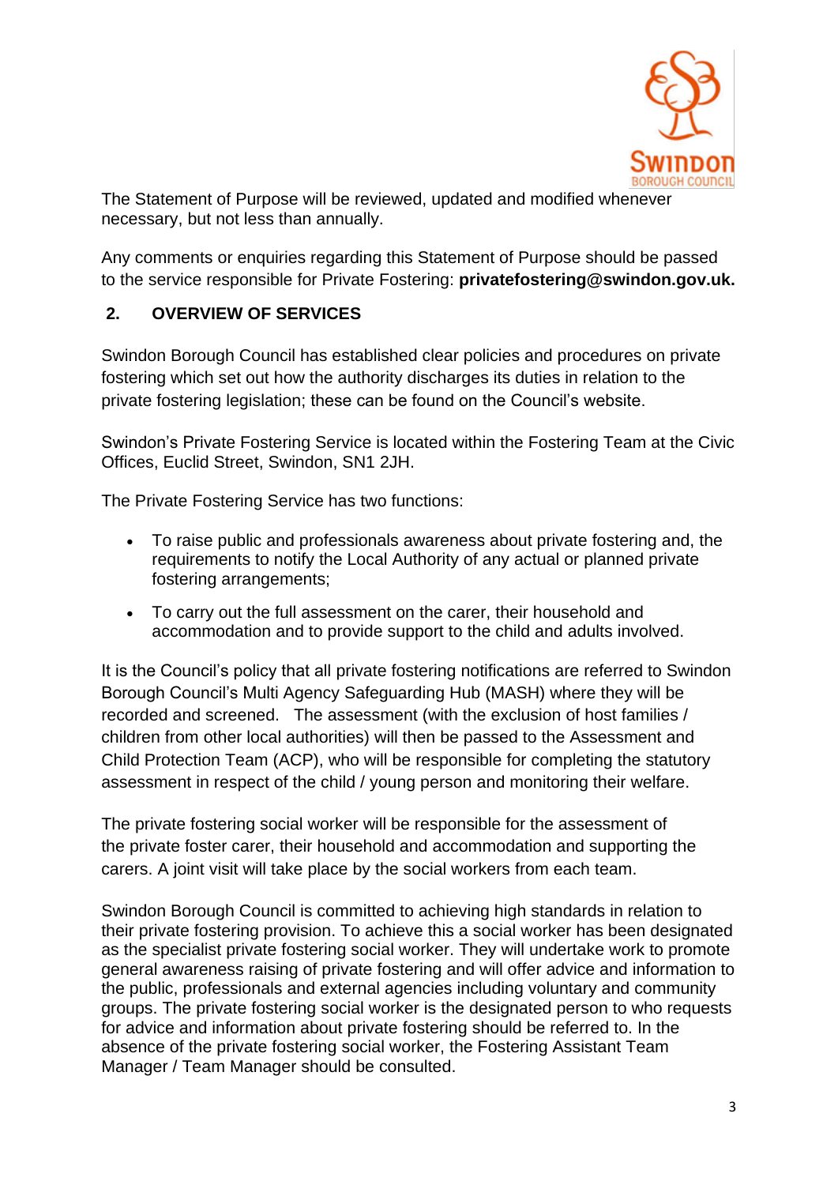The Statement of Purpose will be reviewed, updated and modified whenever necessary, but not less than annually.

Any comments or enquiries regarding this Statement of Purpose should be passed to the service responsible for Private Fostering: **privatefostering@swindon.gov.uk.**

## 2. OVERVIEW OF SERVICES

Swindon Borough Council has established clear policies and procedures on private fostering which set out how the authority discharges its duties in relation to the private fostering legislation; these can be found on the Council's website.

Swindon's Private Fostering Service is located within the Fostering Team at the Civic Offices, Euclid Street, Swindon, SN1 2JH.

The Private Fostering Service has two functions:

- To raise public and professionals awareness about private fostering and, the requirements to notify the Local Authority of any actual or planned private fostering arrangements;
- To carry out the full assessment on the carer, their household and accommodation and to provide support to the child and adults involved.

It is the Council's policy that all private fostering notifications are referred to Swindon Borough Council's Multi Agency Safeguarding Hub (MASH) where they will be recorded and screened. The assessment (with the exclusion of host families / children from other local authorities) will then be passed to the Assessment and Child Protection Team (ACP), who will be responsible for completing the statutory assessment in respect of the child / young person and monitoring their welfare.

The private fostering social worker will be responsible for the assessment of the private foster carer, their household and accommodation and supporting the carers. A joint visit will take place by the social workers from each team.

Swindon Borough Council is committed to achieving high standards in relation to their private fostering provision. To achieve this a social worker has been designated as the specialist private fostering social worker. They will undertake work to promote general awareness raising of private fostering and will offer advice and information to the public, professionals and external agencies including voluntary and community groups. The private fostering social worker is the designated person to who requests for advice and information about private fostering should be referred to. In the absence of the private fostering social worker, the Fostering Assistant Team Manager / Team Manager should be consulted.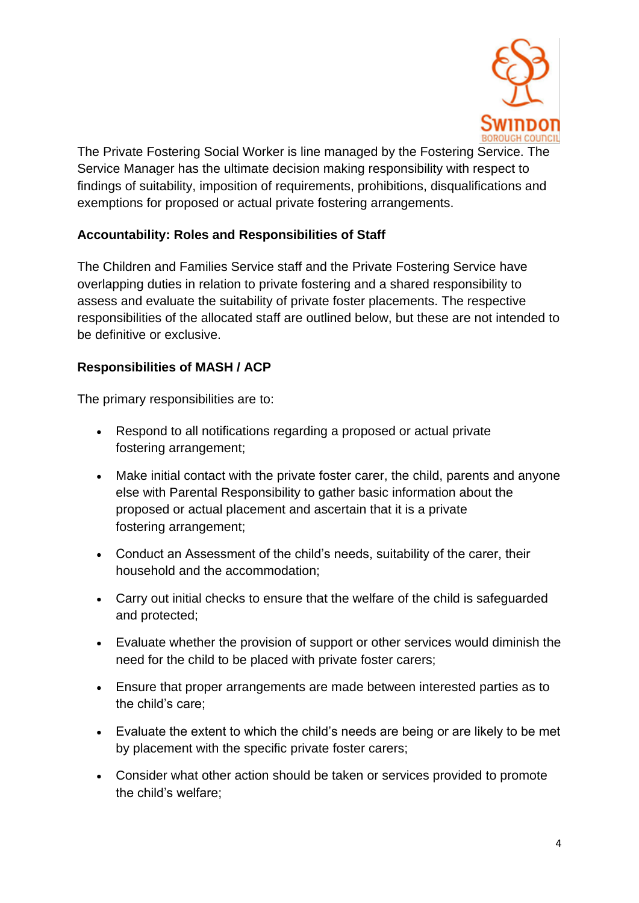The Private Fostering Social Worker is line managed by the Fostering Service. The Service Manager has the ultimate decision making responsibility with respect to findings of suitability, imposition of requirements, prohibitions, disqualifications and exemptions for proposed or actual private fostering arrangements.

**Accountability: Roles and Responsibilities of Staff**

The Children and Families Service staff and the Private Fostering Service have overlapping duties in relation to private fostering and a shared responsibility to assess and evaluate the suitability of private foster placements. The respective responsibilities of the allocated staff are outlined below, but these are not intended to be definitive or exclusive.

**Responsibilities of MASH / ACP**

The primary responsibilities are to:

- Respond to all notifications regarding a proposed or actual private fostering arrangement;
- Make initial contact with the private foster carer, the child, parents and anyone else with Parental Responsibility to gather basic information about the proposed or actual placement and ascertain that it is a private fostering arrangement;
- Conduct an Assessment of the child's needs, suitability of the carer, their household and the accommodation;
- Carry out initial checks to ensure that the welfare of the child is safeguarded and protected;
- Evaluate whether the provision of support or other services would diminish the need for the child to be placed with private foster carers;
- Ensure that proper arrangements are made between interested parties as to the child's care;
- Evaluate the extent to which the child's needs are being or are likely to be met by placement with the specific private foster carers;
- Consider what other action should be taken or services provided to promote the child's welfare;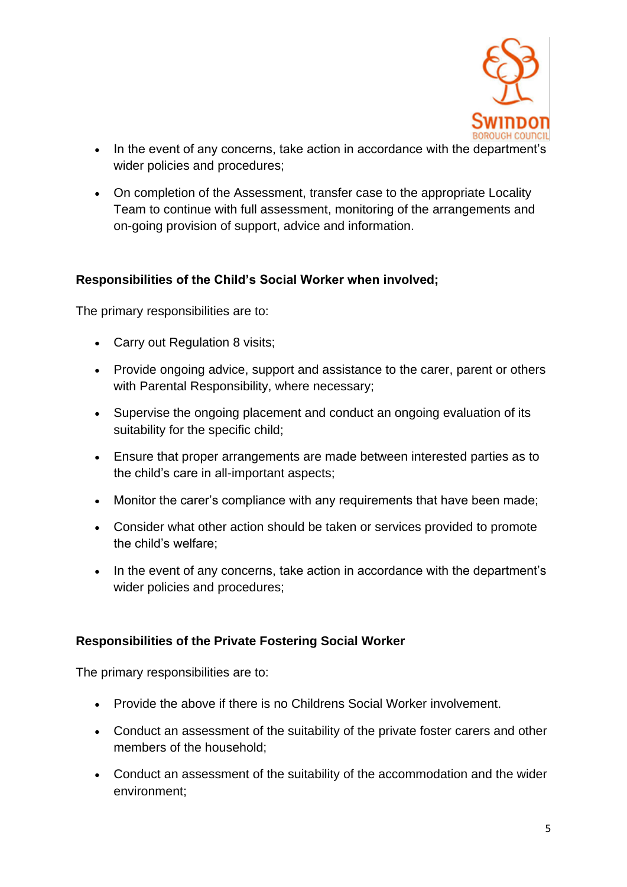- In the event of any concerns, take action in accordance with the department's wider policies and procedures;
- On completion of the Assessment, transfer case to the appropriate Locality Team to continue with full assessment, monitoring of the arrangements and on-going provision of support, advice and information.

**Responsibilities of the Child's Social Worker when involved;**

The primary responsibilities are to:

- Carry out Regulation 8 visits;
- Provide ongoing advice, support and assistance to the carer, parent or others with Parental Responsibility, where necessary;
- Supervise the ongoing placement and conduct an ongoing evaluation of its suitability for the specific child;
- Ensure that proper arrangements are made between interested parties as to the child's care in all-important aspects;
- Monitor the carer's compliance with any requirements that have been made;
- Consider what other action should be taken or services provided to promote the child's welfare;
- In the event of any concerns, take action in accordance with the department's wider policies and procedures;

**Responsibilities of the Private Fostering Social Worker**

The primary responsibilities are to:

- Provide the above if there is no Childrens Social Worker involvement.
- Conduct an assessment of the suitability of the private foster carers and other members of the household;
- Conduct an assessment of the suitability of the accommodation and the wider environment;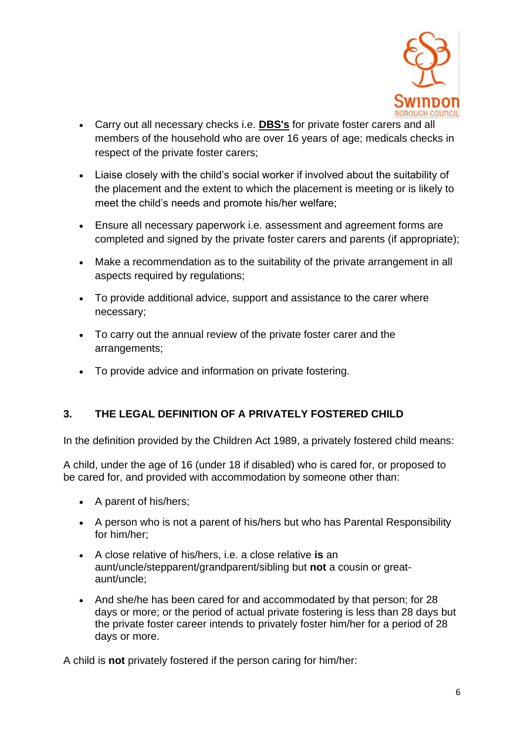- Carry out all necessary checks i.e. **DBS's** for private foster carers and all members of the household who are over 16 years of age; medicals checks in respect of the private foster carers;

- Liaise closely with the child's social worker if involved about the suitability of the placement and the extent to which the placement is meeting or is likely to meet the child's needs and promote his/her welfare;

- Ensure all necessary paperwork i.e. assessment and agreement forms are completed and signed by the private foster carers and parents (if appropriate);

- Make a recommendation as to the suitability of the private arrangement in all aspects required by regulations;

- To provide additional advice, support and assistance to the carer where necessary;

- To carry out the annual review of the private foster carer and the arrangements;

- To provide advice and information on private fostering.

## 3. THE LEGAL DEFINITION OF A PRIVATELY FOSTERED CHILD

In the definition provided by the Children Act 1989, a privately fostered child means:

A child, under the age of 16 (under 18 if disabled) who is cared for, or proposed to be cared for, and provided with accommodation by someone other than:

- A parent of his/hers;

- A person who is not a parent of his/hers but who has Parental Responsibility for him/her;

- A close relative of his/hers, i.e. a close relative **is** an aunt/uncle/stepparent/grandparent/sibling but **not** a cousin or great-aunt/uncle;

- And she/he has been cared for and accommodated by that person; for 28 days or more; or the period of actual private fostering is less than 28 days but the private foster career intends to privately foster him/her for a period of 28 days or more.

A child is **not** privately fostered if the person caring for him/her: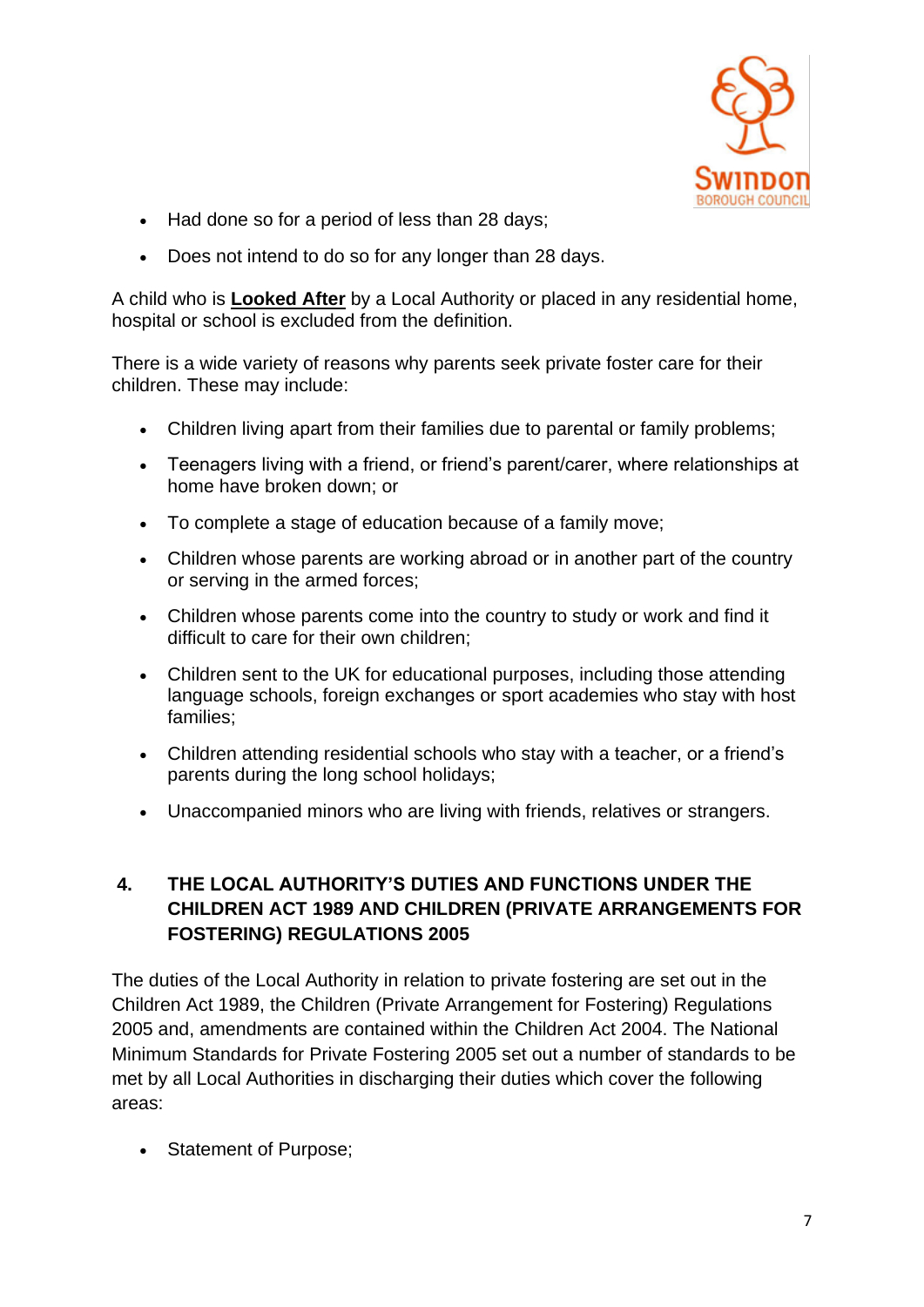- Had done so for a period of less than 28 days;
- Does not intend to do so for any longer than 28 days.

A child who is **Looked After** by a Local Authority or placed in any residential home, hospital or school is excluded from the definition.

There is a wide variety of reasons why parents seek private foster care for their children. These may include:

- Children living apart from their families due to parental or family problems;
- Teenagers living with a friend, or friend's parent/carer, where relationships at home have broken down; or
- To complete a stage of education because of a family move;
- Children whose parents are working abroad or in another part of the country or serving in the armed forces;
- Children whose parents come into the country to study or work and find it difficult to care for their own children;
- Children sent to the UK for educational purposes, including those attending language schools, foreign exchanges or sport academies who stay with host families;
- Children attending residential schools who stay with a teacher, or a friend's parents during the long school holidays;
- Unaccompanied minors who are living with friends, relatives or strangers.

## 4. THE LOCAL AUTHORITY'S DUTIES AND FUNCTIONS UNDER THE CHILDREN ACT 1989 AND CHILDREN (PRIVATE ARRANGEMENTS FOR FOSTERING) REGULATIONS 2005

The duties of the Local Authority in relation to private fostering are set out in the Children Act 1989, the Children (Private Arrangement for Fostering) Regulations 2005 and, amendments are contained within the Children Act 2004. The National Minimum Standards for Private Fostering 2005 set out a number of standards to be met by all Local Authorities in discharging their duties which cover the following areas:

- Statement of Purpose;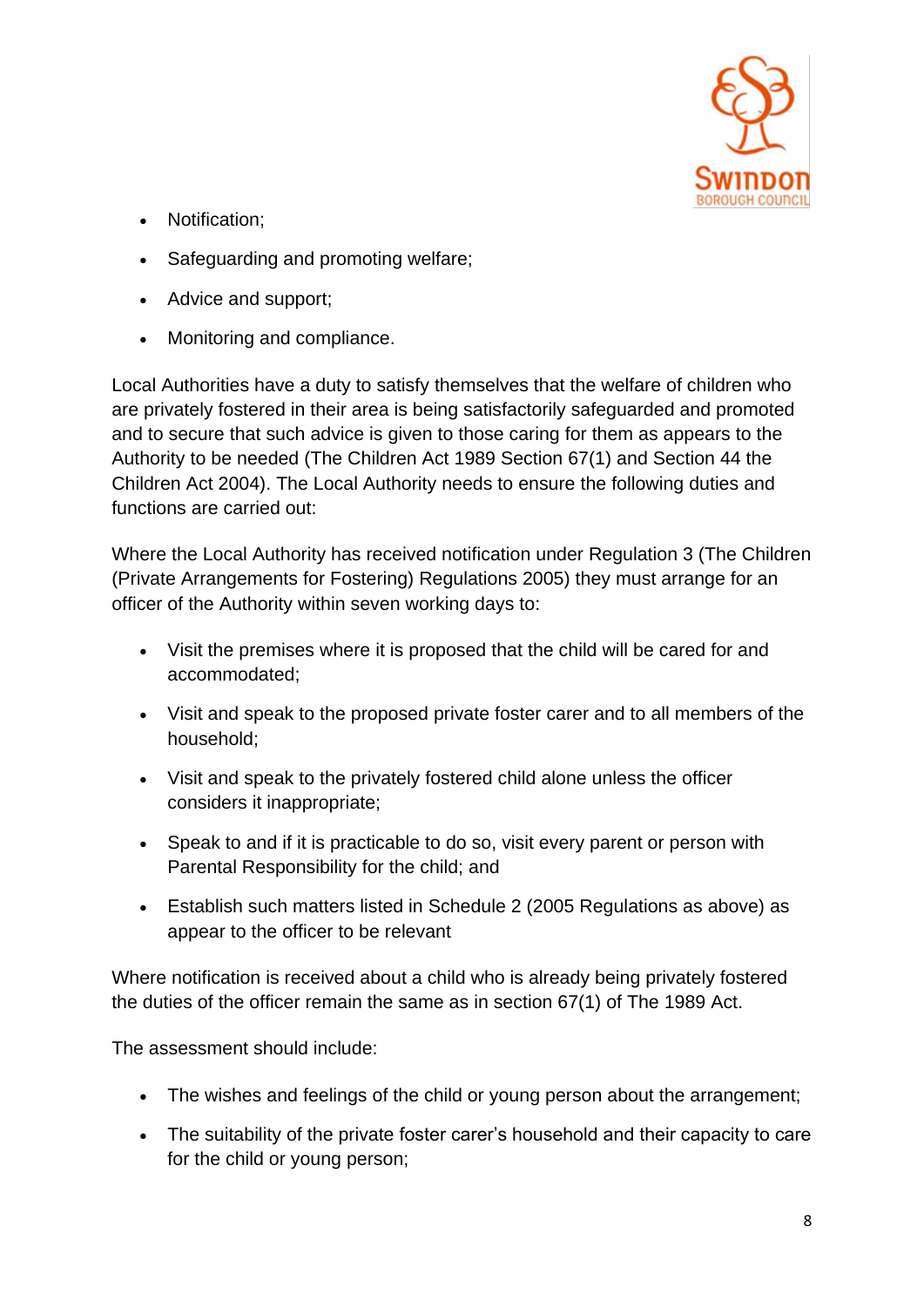- Notification;
- Safeguarding and promoting welfare;
- Advice and support;
- Monitoring and compliance.

Local Authorities have a duty to satisfy themselves that the welfare of children who are privately fostered in their area is being satisfactorily safeguarded and promoted and to secure that such advice is given to those caring for them as appears to the Authority to be needed (The Children Act 1989 Section 67(1) and Section 44 the Children Act 2004). The Local Authority needs to ensure the following duties and functions are carried out:

Where the Local Authority has received notification under Regulation 3 (The Children (Private Arrangements for Fostering) Regulations 2005) they must arrange for an officer of the Authority within seven working days to:

- Visit the premises where it is proposed that the child will be cared for and accommodated;
- Visit and speak to the proposed private foster carer and to all members of the household;
- Visit and speak to the privately fostered child alone unless the officer considers it inappropriate;
- Speak to and if it is practicable to do so, visit every parent or person with Parental Responsibility for the child; and
- Establish such matters listed in Schedule 2 (2005 Regulations as above) as appear to the officer to be relevant

Where notification is received about a child who is already being privately fostered the duties of the officer remain the same as in section 67(1) of The 1989 Act.

The assessment should include:

- The wishes and feelings of the child or young person about the arrangement;
- The suitability of the private foster carer's household and their capacity to care for the child or young person;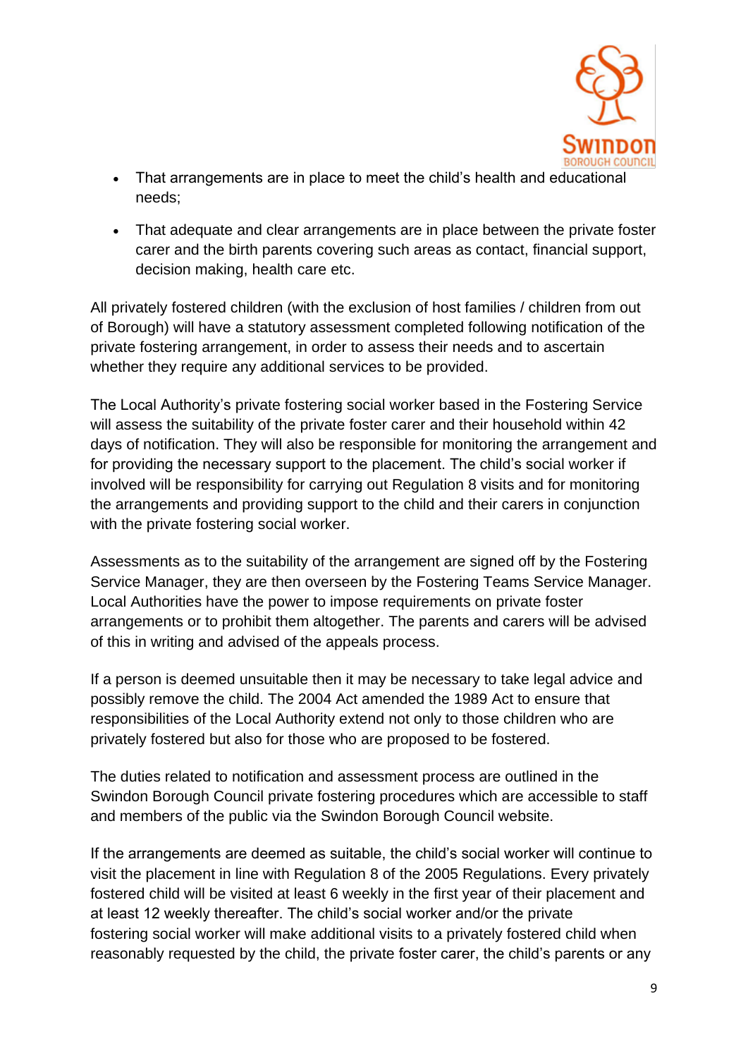- That arrangements are in place to meet the child's health and educational needs;
- That adequate and clear arrangements are in place between the private foster carer and the birth parents covering such areas as contact, financial support, decision making, health care etc.

All privately fostered children (with the exclusion of host families / children from out of Borough) will have a statutory assessment completed following notification of the private fostering arrangement, in order to assess their needs and to ascertain whether they require any additional services to be provided.

The Local Authority's private fostering social worker based in the Fostering Service will assess the suitability of the private foster carer and their household within 42 days of notification. They will also be responsible for monitoring the arrangement and for providing the necessary support to the placement. The child's social worker if involved will be responsibility for carrying out Regulation 8 visits and for monitoring the arrangements and providing support to the child and their carers in conjunction with the private fostering social worker.

Assessments as to the suitability of the arrangement are signed off by the Fostering Service Manager, they are then overseen by the Fostering Teams Service Manager. Local Authorities have the power to impose requirements on private foster arrangements or to prohibit them altogether. The parents and carers will be advised of this in writing and advised of the appeals process.

If a person is deemed unsuitable then it may be necessary to take legal advice and possibly remove the child. The 2004 Act amended the 1989 Act to ensure that responsibilities of the Local Authority extend not only to those children who are privately fostered but also for those who are proposed to be fostered.

The duties related to notification and assessment process are outlined in the Swindon Borough Council private fostering procedures which are accessible to staff and members of the public via the Swindon Borough Council website.

If the arrangements are deemed as suitable, the child's social worker will continue to visit the placement in line with Regulation 8 of the 2005 Regulations. Every privately fostered child will be visited at least 6 weekly in the first year of their placement and at least 12 weekly thereafter. The child's social worker and/or the private fostering social worker will make additional visits to a privately fostered child when reasonably requested by the child, the private foster carer, the child's parents or any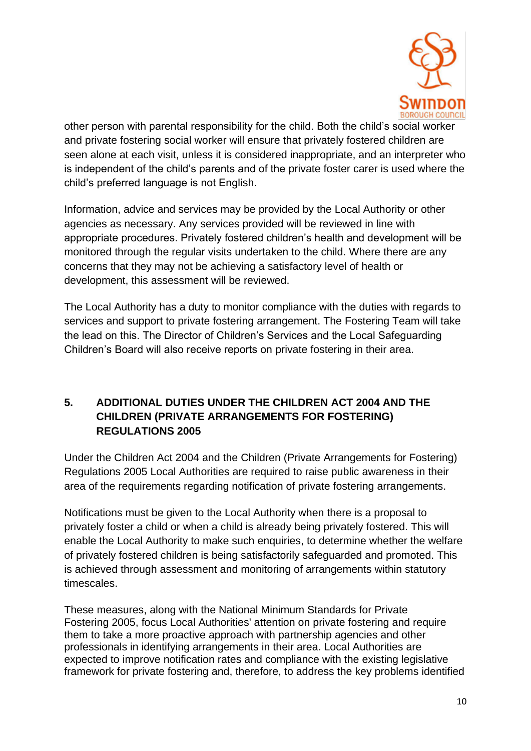other person with parental responsibility for the child. Both the child's social worker and private fostering social worker will ensure that privately fostered children are seen alone at each visit, unless it is considered inappropriate, and an interpreter who is independent of the child's parents and of the private foster carer is used where the child's preferred language is not English.

Information, advice and services may be provided by the Local Authority or other agencies as necessary. Any services provided will be reviewed in line with appropriate procedures. Privately fostered children's health and development will be monitored through the regular visits undertaken to the child. Where there are any concerns that they may not be achieving a satisfactory level of health or development, this assessment will be reviewed.

The Local Authority has a duty to monitor compliance with the duties with regards to services and support to private fostering arrangement. The Fostering Team will take the lead on this. The Director of Children's Services and the Local Safeguarding Children's Board will also receive reports on private fostering in their area.

## 5. ADDITIONAL DUTIES UNDER THE CHILDREN ACT 2004 AND THE CHILDREN (PRIVATE ARRANGEMENTS FOR FOSTERING) REGULATIONS 2005

Under the Children Act 2004 and the Children (Private Arrangements for Fostering) Regulations 2005 Local Authorities are required to raise public awareness in their area of the requirements regarding notification of private fostering arrangements.

Notifications must be given to the Local Authority when there is a proposal to privately foster a child or when a child is already being privately fostered. This will enable the Local Authority to make such enquiries, to determine whether the welfare of privately fostered children is being satisfactorily safeguarded and promoted. This is achieved through assessment and monitoring of arrangements within statutory timescales.

These measures, along with the National Minimum Standards for Private Fostering 2005, focus Local Authorities' attention on private fostering and require them to take a more proactive approach with partnership agencies and other professionals in identifying arrangements in their area. Local Authorities are expected to improve notification rates and compliance with the existing legislative framework for private fostering and, therefore, to address the key problems identified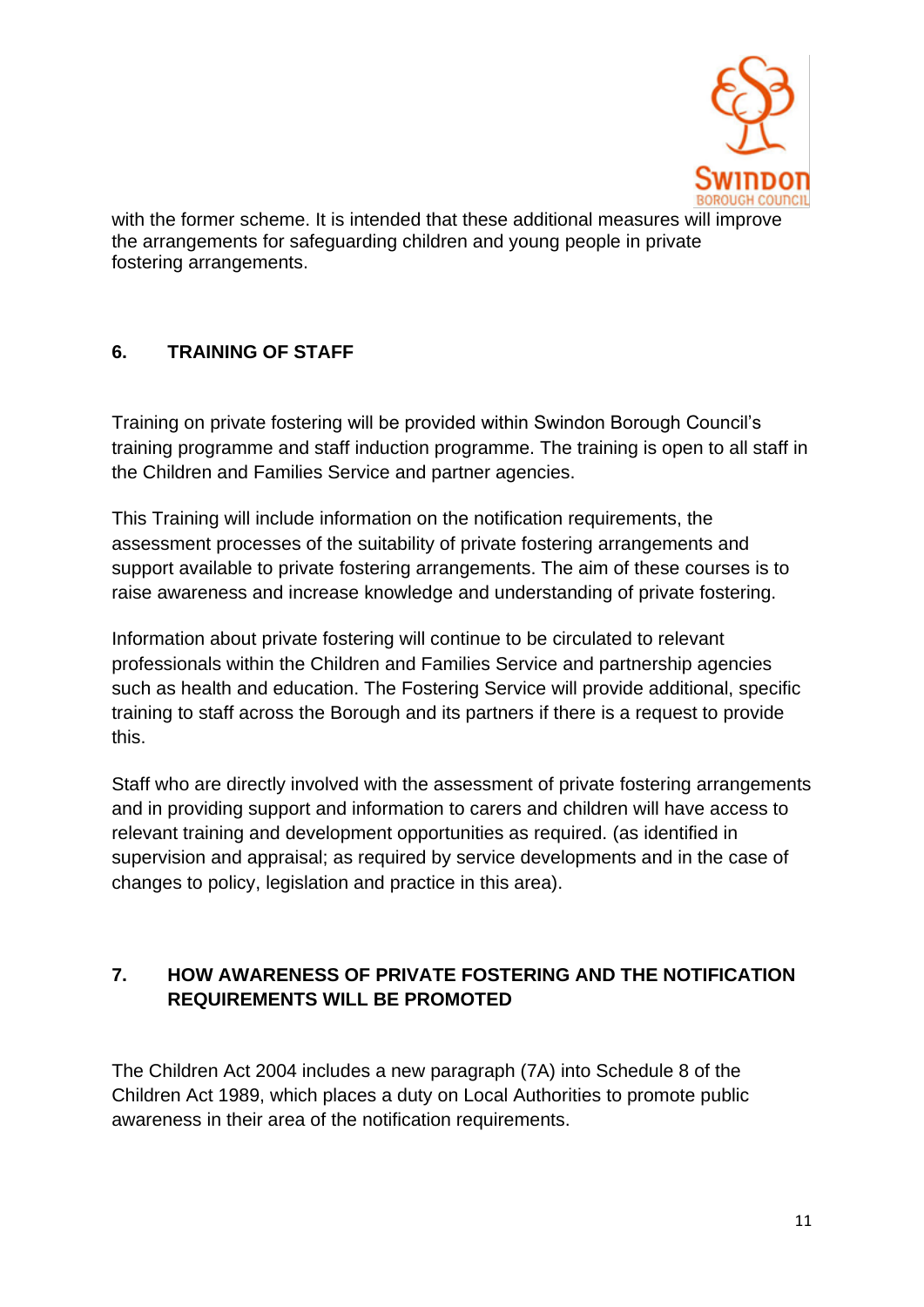with the former scheme. It is intended that these additional measures will improve the arrangements for safeguarding children and young people in private fostering arrangements.

## 6. TRAINING OF STAFF

Training on private fostering will be provided within Swindon Borough Council's training programme and staff induction programme. The training is open to all staff in the Children and Families Service and partner agencies.

This Training will include information on the notification requirements, the assessment processes of the suitability of private fostering arrangements and support available to private fostering arrangements. The aim of these courses is to raise awareness and increase knowledge and understanding of private fostering.

Information about private fostering will continue to be circulated to relevant professionals within the Children and Families Service and partnership agencies such as health and education. The Fostering Service will provide additional, specific training to staff across the Borough and its partners if there is a request to provide this.

Staff who are directly involved with the assessment of private fostering arrangements and in providing support and information to carers and children will have access to relevant training and development opportunities as required. (as identified in supervision and appraisal; as required by service developments and in the case of changes to policy, legislation and practice in this area).

## 7. HOW AWARENESS OF PRIVATE FOSTERING AND THE NOTIFICATION REQUIREMENTS WILL BE PROMOTED

The Children Act 2004 includes a new paragraph (7A) into Schedule 8 of the Children Act 1989, which places a duty on Local Authorities to promote public awareness in their area of the notification requirements.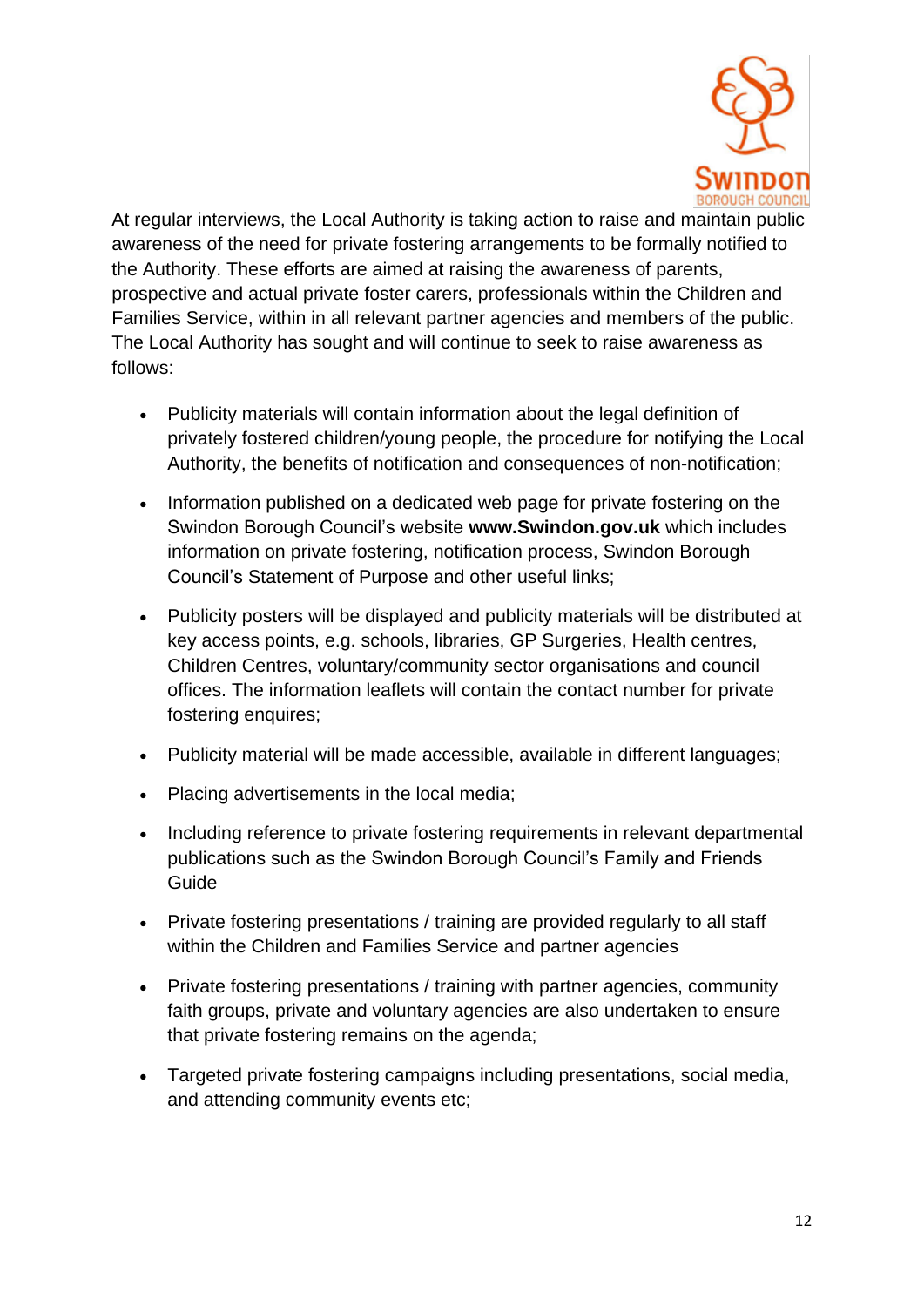At regular interviews, the Local Authority is taking action to raise and maintain public awareness of the need for private fostering arrangements to be formally notified to the Authority. These efforts are aimed at raising the awareness of parents, prospective and actual private foster carers, professionals within the Children and Families Service, within in all relevant partner agencies and members of the public. The Local Authority has sought and will continue to seek to raise awareness as follows:

- Publicity materials will contain information about the legal definition of privately fostered children/young people, the procedure for notifying the Local Authority, the benefits of notification and consequences of non-notification;
- Information published on a dedicated web page for private fostering on the Swindon Borough Council's website **www.Swindon.gov.uk** which includes information on private fostering, notification process, Swindon Borough Council's Statement of Purpose and other useful links;
- Publicity posters will be displayed and publicity materials will be distributed at key access points, e.g. schools, libraries, GP Surgeries, Health centres, Children Centres, voluntary/community sector organisations and council offices. The information leaflets will contain the contact number for private fostering enquires;
- Publicity material will be made accessible, available in different languages;
- Placing advertisements in the local media;
- Including reference to private fostering requirements in relevant departmental publications such as the Swindon Borough Council's Family and Friends Guide
- Private fostering presentations / training are provided regularly to all staff within the Children and Families Service and partner agencies
- Private fostering presentations / training with partner agencies, community faith groups, private and voluntary agencies are also undertaken to ensure that private fostering remains on the agenda;
- Targeted private fostering campaigns including presentations, social media, and attending community events etc;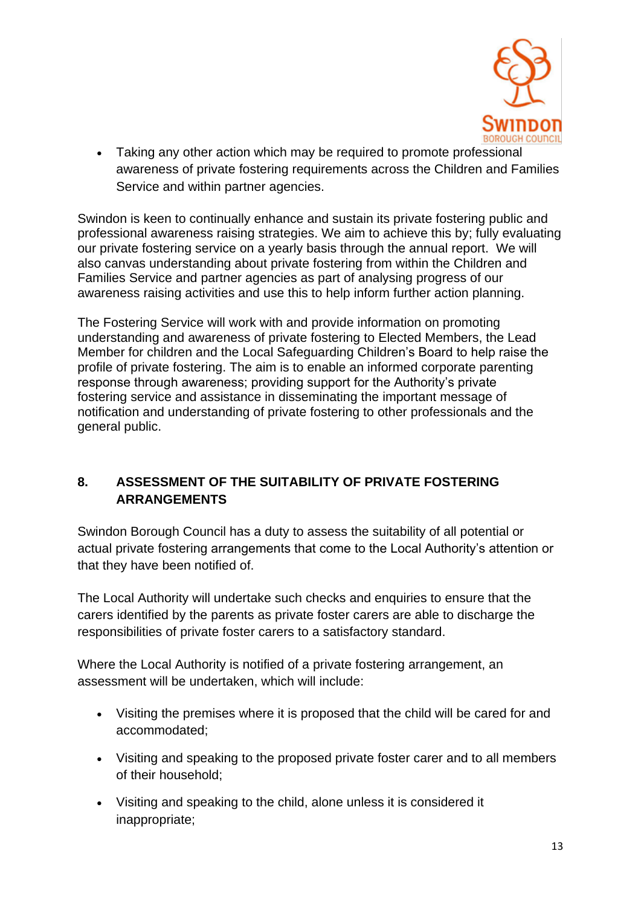- Taking any other action which may be required to promote professional awareness of private fostering requirements across the Children and Families Service and within partner agencies.

Swindon is keen to continually enhance and sustain its private fostering public and professional awareness raising strategies. We aim to achieve this by; fully evaluating our private fostering service on a yearly basis through the annual report. We will also canvas understanding about private fostering from within the Children and Families Service and partner agencies as part of analysing progress of our awareness raising activities and use this to help inform further action planning.

The Fostering Service will work with and provide information on promoting understanding and awareness of private fostering to Elected Members, the Lead Member for children and the Local Safeguarding Children's Board to help raise the profile of private fostering. The aim is to enable an informed corporate parenting response through awareness; providing support for the Authority's private fostering service and assistance in disseminating the important message of notification and understanding of private fostering to other professionals and the general public.

## 8. ASSESSMENT OF THE SUITABILITY OF PRIVATE FOSTERING ARRANGEMENTS

Swindon Borough Council has a duty to assess the suitability of all potential or actual private fostering arrangements that come to the Local Authority's attention or that they have been notified of.

The Local Authority will undertake such checks and enquiries to ensure that the carers identified by the parents as private foster carers are able to discharge the responsibilities of private foster carers to a satisfactory standard.

Where the Local Authority is notified of a private fostering arrangement, an assessment will be undertaken, which will include:

- Visiting the premises where it is proposed that the child will be cared for and accommodated;
- Visiting and speaking to the proposed private foster carer and to all members of their household;
- Visiting and speaking to the child, alone unless it is considered it inappropriate;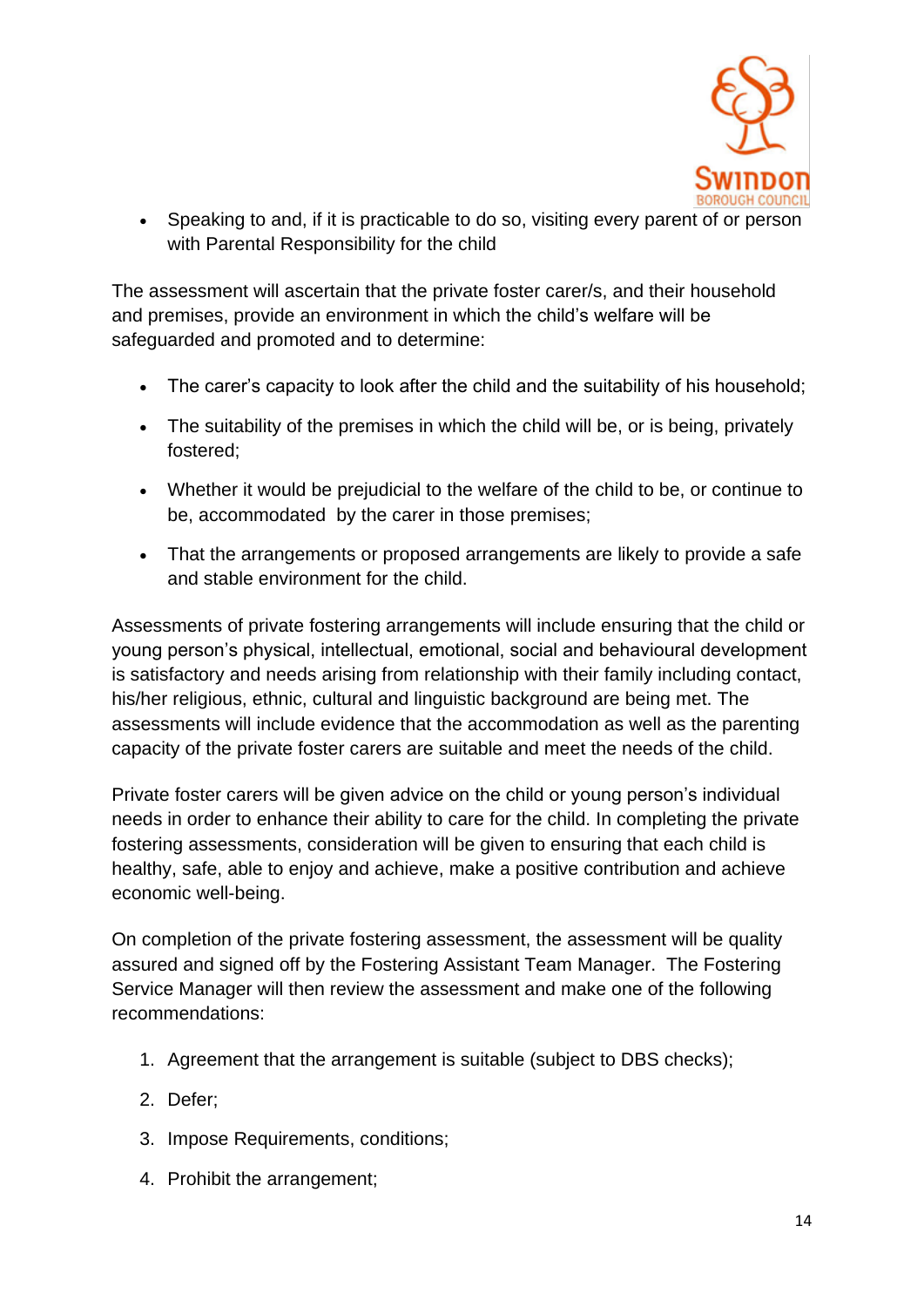- Speaking to and, if it is practicable to do so, visiting every parent of or person with Parental Responsibility for the child

The assessment will ascertain that the private foster carer/s, and their household and premises, provide an environment in which the child's welfare will be safeguarded and promoted and to determine:

- The carer's capacity to look after the child and the suitability of his household;
- The suitability of the premises in which the child will be, or is being, privately fostered;
- Whether it would be prejudicial to the welfare of the child to be, or continue to be, accommodated by the carer in those premises;
- That the arrangements or proposed arrangements are likely to provide a safe and stable environment for the child.

Assessments of private fostering arrangements will include ensuring that the child or young person's physical, intellectual, emotional, social and behavioural development is satisfactory and needs arising from relationship with their family including contact, his/her religious, ethnic, cultural and linguistic background are being met. The assessments will include evidence that the accommodation as well as the parenting capacity of the private foster carers are suitable and meet the needs of the child.

Private foster carers will be given advice on the child or young person's individual needs in order to enhance their ability to care for the child. In completing the private fostering assessments, consideration will be given to ensuring that each child is healthy, safe, able to enjoy and achieve, make a positive contribution and achieve economic well-being.

On completion of the private fostering assessment, the assessment will be quality assured and signed off by the Fostering Assistant Team Manager. The Fostering Service Manager will then review the assessment and make one of the following recommendations:

1. Agreement that the arrangement is suitable (subject to DBS checks);
2. Defer;
3. Impose Requirements, conditions;
4. Prohibit the arrangement;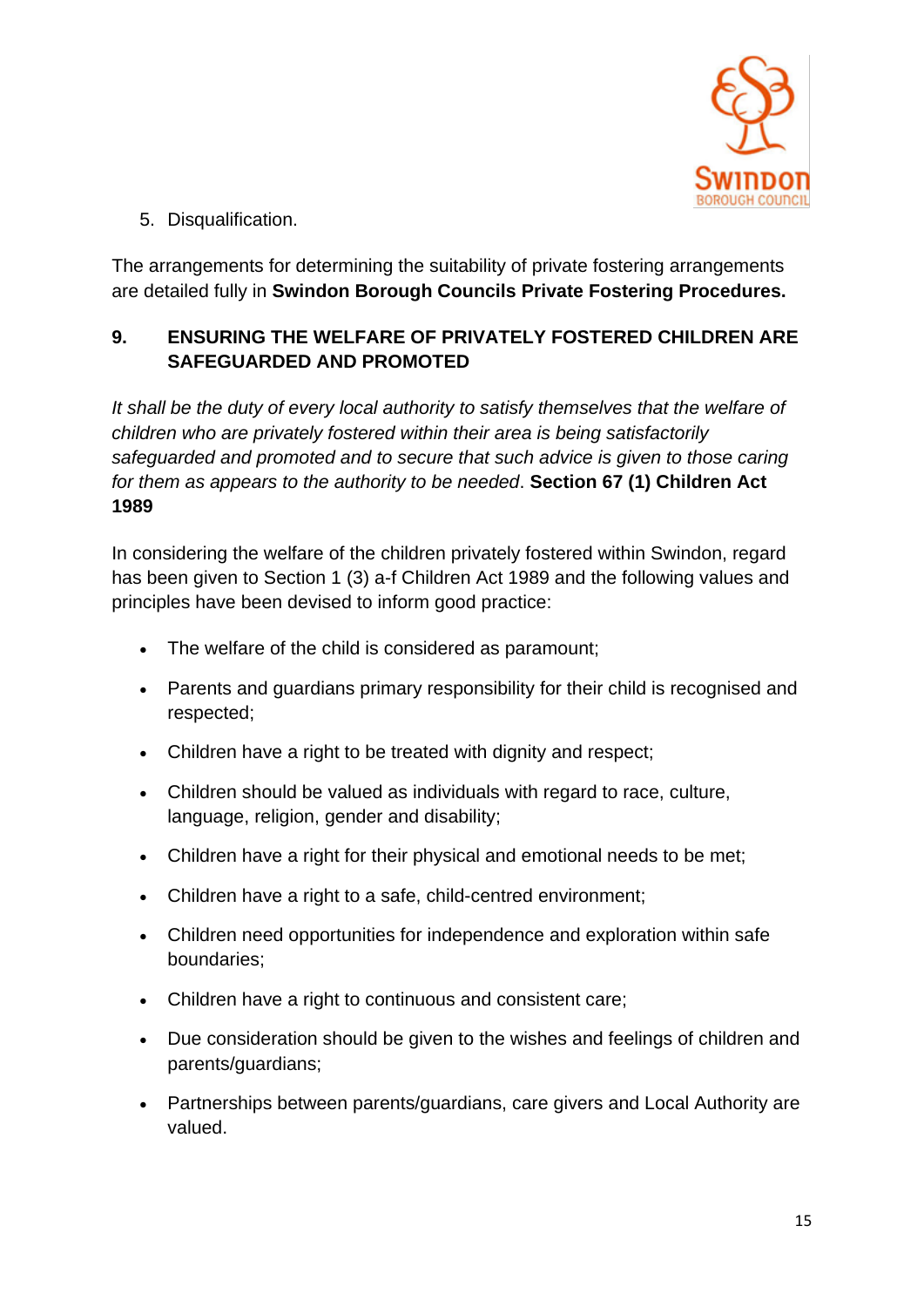5. Disqualification.

The arrangements for determining the suitability of private fostering arrangements are detailed fully in **Swindon Borough Councils Private Fostering Procedures.**

## 9. ENSURING THE WELFARE OF PRIVATELY FOSTERED CHILDREN ARE SAFEGUARDED AND PROMOTED

*It shall be the duty of every local authority to satisfy themselves that the welfare of children who are privately fostered within their area is being satisfactorily safeguarded and promoted and to secure that such advice is given to those caring for them as appears to the authority to be needed*. **Section 67 (1) Children Act 1989**

In considering the welfare of the children privately fostered within Swindon, regard has been given to Section 1 (3) a-f Children Act 1989 and the following values and principles have been devised to inform good practice:

- The welfare of the child is considered as paramount;
- Parents and guardians primary responsibility for their child is recognised and respected;
- Children have a right to be treated with dignity and respect;
- Children should be valued as individuals with regard to race, culture, language, religion, gender and disability;
- Children have a right for their physical and emotional needs to be met;
- Children have a right to a safe, child-centred environment;
- Children need opportunities for independence and exploration within safe boundaries;
- Children have a right to continuous and consistent care;
- Due consideration should be given to the wishes and feelings of children and parents/guardians;
- Partnerships between parents/guardians, care givers and Local Authority are valued.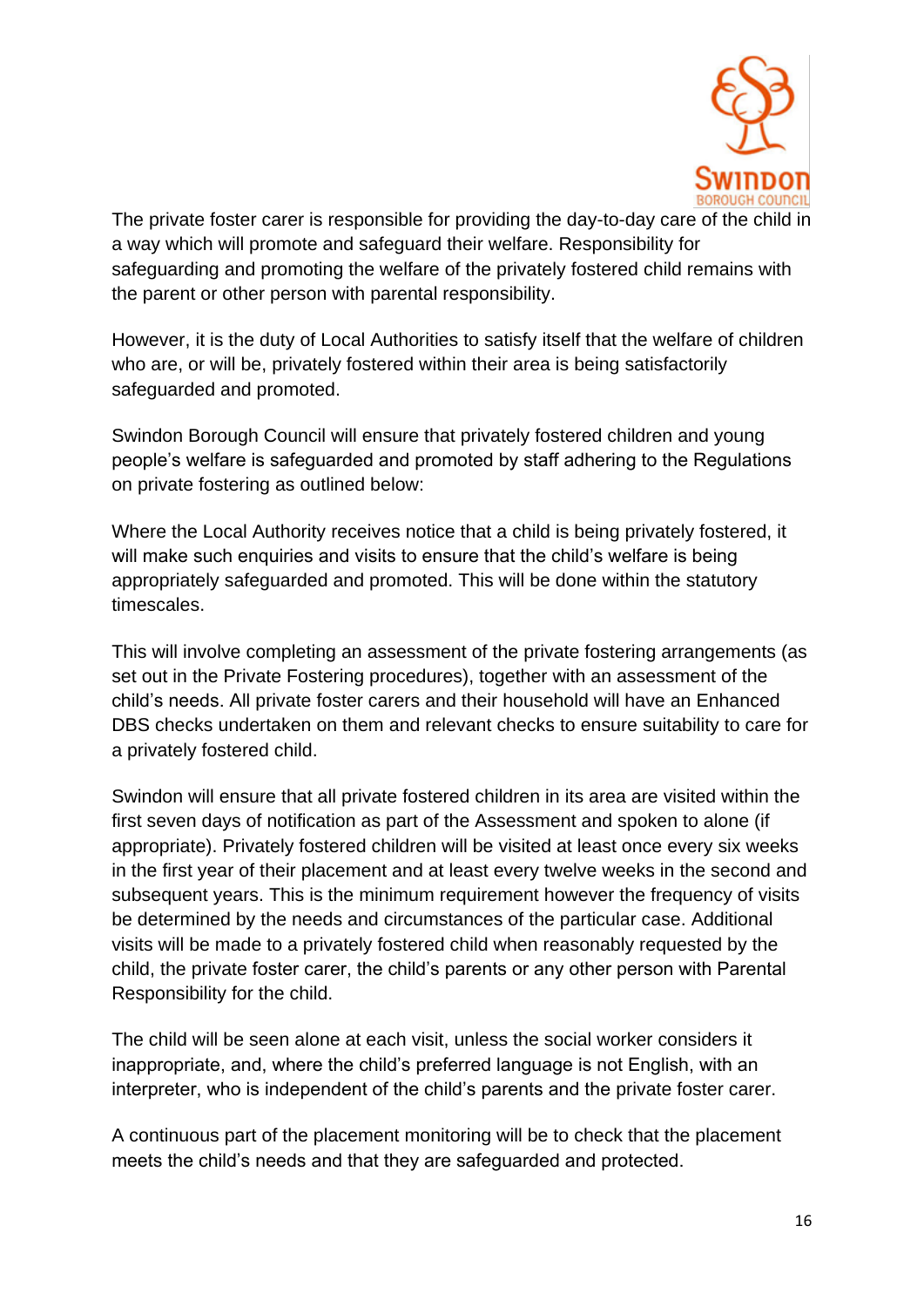The private foster carer is responsible for providing the day-to-day care of the child in a way which will promote and safeguard their welfare. Responsibility for safeguarding and promoting the welfare of the privately fostered child remains with the parent or other person with parental responsibility.

However, it is the duty of Local Authorities to satisfy itself that the welfare of children who are, or will be, privately fostered within their area is being satisfactorily safeguarded and promoted.

Swindon Borough Council will ensure that privately fostered children and young people's welfare is safeguarded and promoted by staff adhering to the Regulations on private fostering as outlined below:

Where the Local Authority receives notice that a child is being privately fostered, it will make such enquiries and visits to ensure that the child's welfare is being appropriately safeguarded and promoted. This will be done within the statutory timescales.

This will involve completing an assessment of the private fostering arrangements (as set out in the Private Fostering procedures), together with an assessment of the child's needs. All private foster carers and their household will have an Enhanced DBS checks undertaken on them and relevant checks to ensure suitability to care for a privately fostered child.

Swindon will ensure that all private fostered children in its area are visited within the first seven days of notification as part of the Assessment and spoken to alone (if appropriate). Privately fostered children will be visited at least once every six weeks in the first year of their placement and at least every twelve weeks in the second and subsequent years. This is the minimum requirement however the frequency of visits be determined by the needs and circumstances of the particular case. Additional visits will be made to a privately fostered child when reasonably requested by the child, the private foster carer, the child's parents or any other person with Parental Responsibility for the child.

The child will be seen alone at each visit, unless the social worker considers it inappropriate, and, where the child's preferred language is not English, with an interpreter, who is independent of the child's parents and the private foster carer.

A continuous part of the placement monitoring will be to check that the placement meets the child's needs and that they are safeguarded and protected.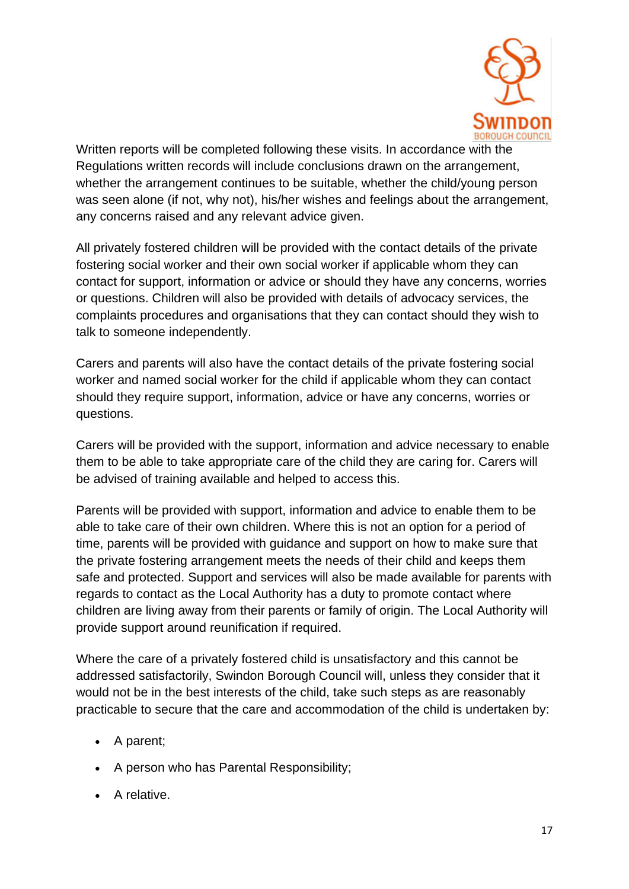Written reports will be completed following these visits. In accordance with the Regulations written records will include conclusions drawn on the arrangement, whether the arrangement continues to be suitable, whether the child/young person was seen alone (if not, why not), his/her wishes and feelings about the arrangement, any concerns raised and any relevant advice given.

All privately fostered children will be provided with the contact details of the private fostering social worker and their own social worker if applicable whom they can contact for support, information or advice or should they have any concerns, worries or questions. Children will also be provided with details of advocacy services, the complaints procedures and organisations that they can contact should they wish to talk to someone independently.

Carers and parents will also have the contact details of the private fostering social worker and named social worker for the child if applicable whom they can contact should they require support, information, advice or have any concerns, worries or questions.

Carers will be provided with the support, information and advice necessary to enable them to be able to take appropriate care of the child they are caring for. Carers will be advised of training available and helped to access this.

Parents will be provided with support, information and advice to enable them to be able to take care of their own children. Where this is not an option for a period of time, parents will be provided with guidance and support on how to make sure that the private fostering arrangement meets the needs of their child and keeps them safe and protected. Support and services will also be made available for parents with regards to contact as the Local Authority has a duty to promote contact where children are living away from their parents or family of origin. The Local Authority will provide support around reunification if required.

Where the care of a privately fostered child is unsatisfactory and this cannot be addressed satisfactorily, Swindon Borough Council will, unless they consider that it would not be in the best interests of the child, take such steps as are reasonably practicable to secure that the care and accommodation of the child is undertaken by:

- A parent;
- A person who has Parental Responsibility;
- A relative.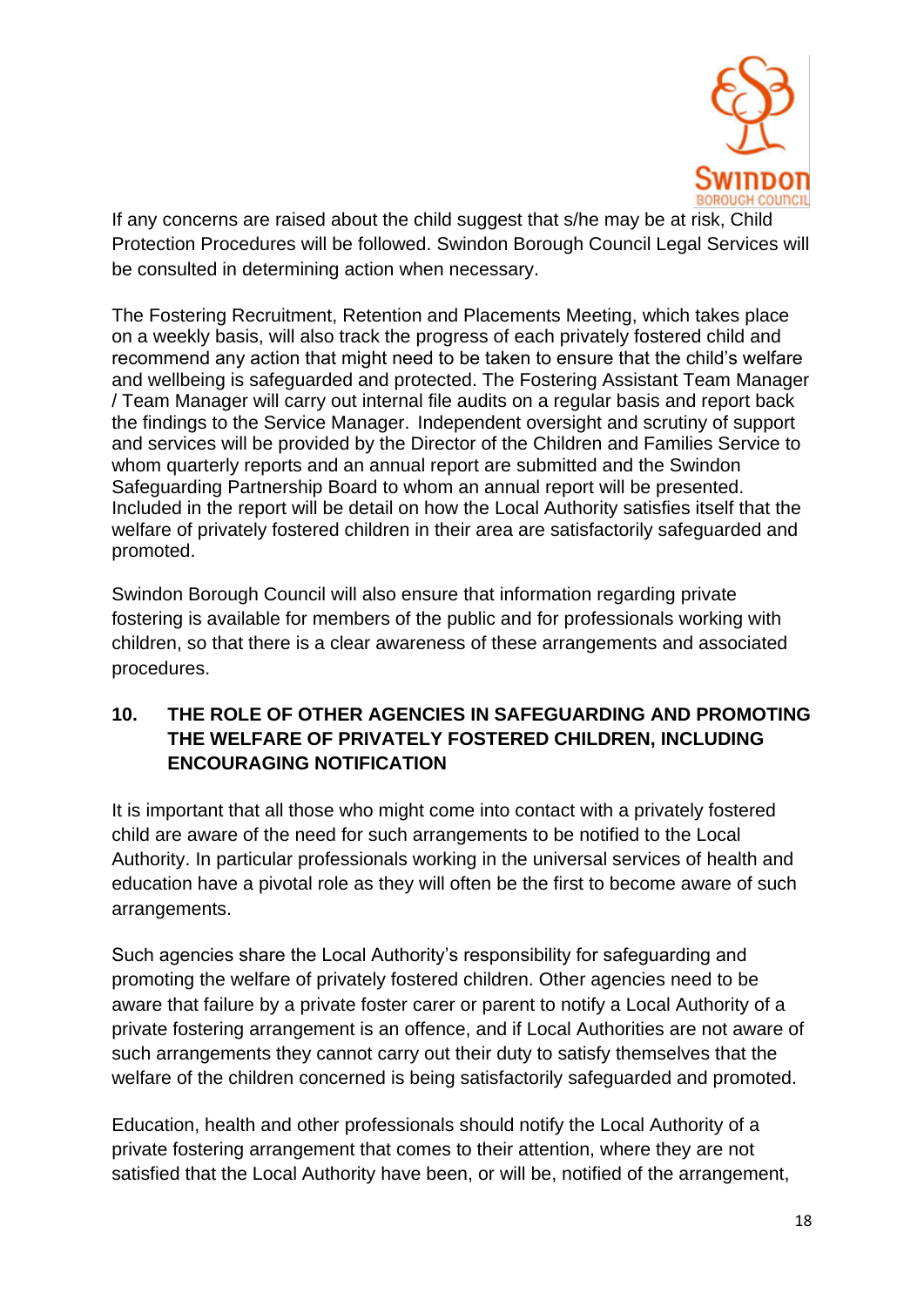If any concerns are raised about the child suggest that s/he may be at risk, Child Protection Procedures will be followed. Swindon Borough Council Legal Services will be consulted in determining action when necessary.

The Fostering Recruitment, Retention and Placements Meeting, which takes place on a weekly basis, will also track the progress of each privately fostered child and recommend any action that might need to be taken to ensure that the child's welfare and wellbeing is safeguarded and protected. The Fostering Assistant Team Manager / Team Manager will carry out internal file audits on a regular basis and report back the findings to the Service Manager. Independent oversight and scrutiny of support and services will be provided by the Director of the Children and Families Service to whom quarterly reports and an annual report are submitted and the Swindon Safeguarding Partnership Board to whom an annual report will be presented. Included in the report will be detail on how the Local Authority satisfies itself that the welfare of privately fostered children in their area are satisfactorily safeguarded and promoted.

Swindon Borough Council will also ensure that information regarding private fostering is available for members of the public and for professionals working with children, so that there is a clear awareness of these arrangements and associated procedures.

## 10. THE ROLE OF OTHER AGENCIES IN SAFEGUARDING AND PROMOTING THE WELFARE OF PRIVATELY FOSTERED CHILDREN, INCLUDING ENCOURAGING NOTIFICATION

It is important that all those who might come into contact with a privately fostered child are aware of the need for such arrangements to be notified to the Local Authority. In particular professionals working in the universal services of health and education have a pivotal role as they will often be the first to become aware of such arrangements.

Such agencies share the Local Authority's responsibility for safeguarding and promoting the welfare of privately fostered children. Other agencies need to be aware that failure by a private foster carer or parent to notify a Local Authority of a private fostering arrangement is an offence, and if Local Authorities are not aware of such arrangements they cannot carry out their duty to satisfy themselves that the welfare of the children concerned is being satisfactorily safeguarded and promoted.

Education, health and other professionals should notify the Local Authority of a private fostering arrangement that comes to their attention, where they are not satisfied that the Local Authority have been, or will be, notified of the arrangement,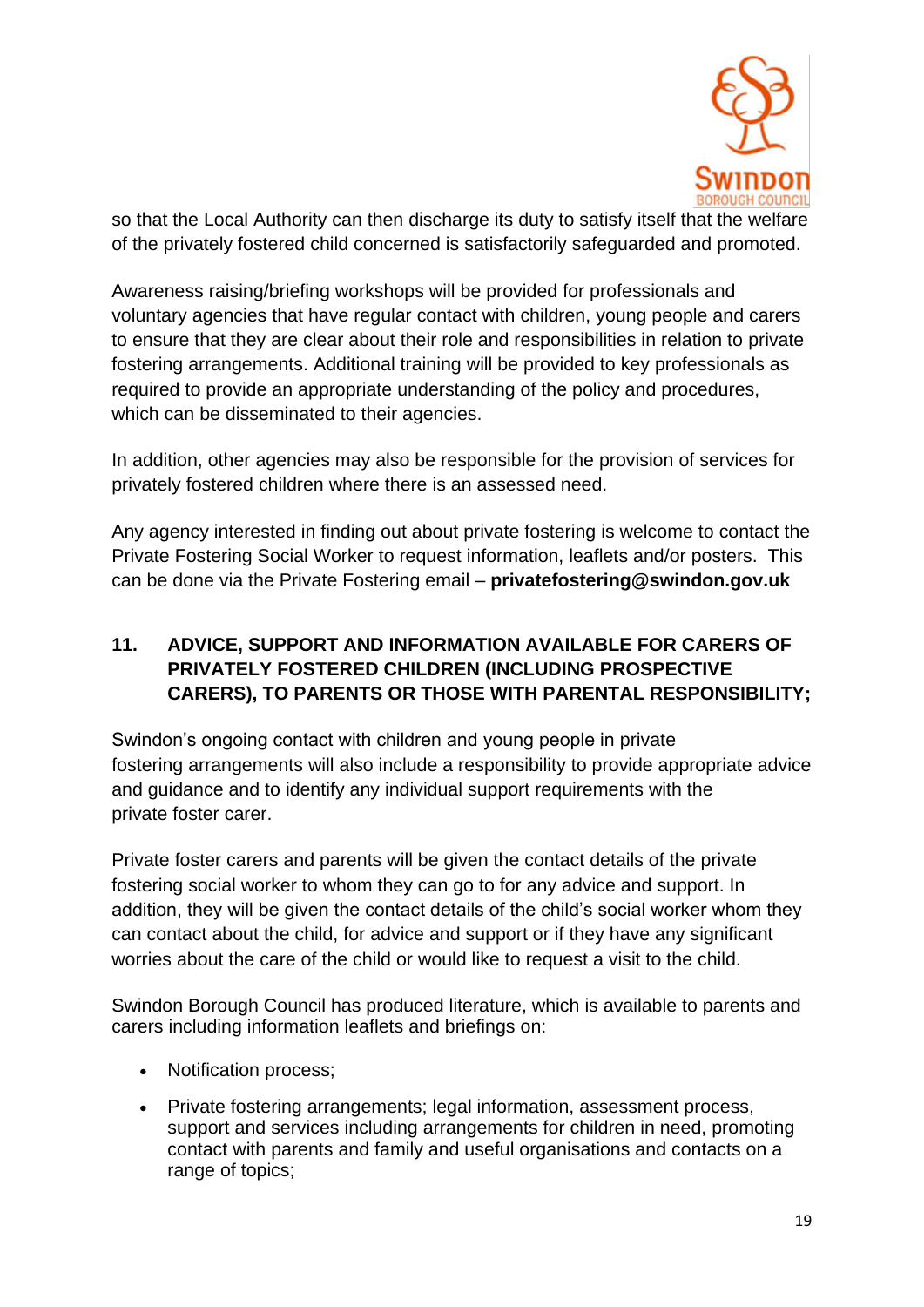so that the Local Authority can then discharge its duty to satisfy itself that the welfare of the privately fostered child concerned is satisfactorily safeguarded and promoted.

Awareness raising/briefing workshops will be provided for professionals and voluntary agencies that have regular contact with children, young people and carers to ensure that they are clear about their role and responsibilities in relation to private fostering arrangements. Additional training will be provided to key professionals as required to provide an appropriate understanding of the policy and procedures, which can be disseminated to their agencies.

In addition, other agencies may also be responsible for the provision of services for privately fostered children where there is an assessed need.

Any agency interested in finding out about private fostering is welcome to contact the Private Fostering Social Worker to request information, leaflets and/or posters. This can be done via the Private Fostering email – **privatefostering@swindon.gov.uk**

## 11. ADVICE, SUPPORT AND INFORMATION AVAILABLE FOR CARERS OF PRIVATELY FOSTERED CHILDREN (INCLUDING PROSPECTIVE CARERS), TO PARENTS OR THOSE WITH PARENTAL RESPONSIBILITY;

Swindon's ongoing contact with children and young people in private fostering arrangements will also include a responsibility to provide appropriate advice and guidance and to identify any individual support requirements with the private foster carer.

Private foster carers and parents will be given the contact details of the private fostering social worker to whom they can go to for any advice and support. In addition, they will be given the contact details of the child's social worker whom they can contact about the child, for advice and support or if they have any significant worries about the care of the child or would like to request a visit to the child.

Swindon Borough Council has produced literature, which is available to parents and carers including information leaflets and briefings on:

- Notification process;
- Private fostering arrangements; legal information, assessment process, support and services including arrangements for children in need, promoting contact with parents and family and useful organisations and contacts on a range of topics;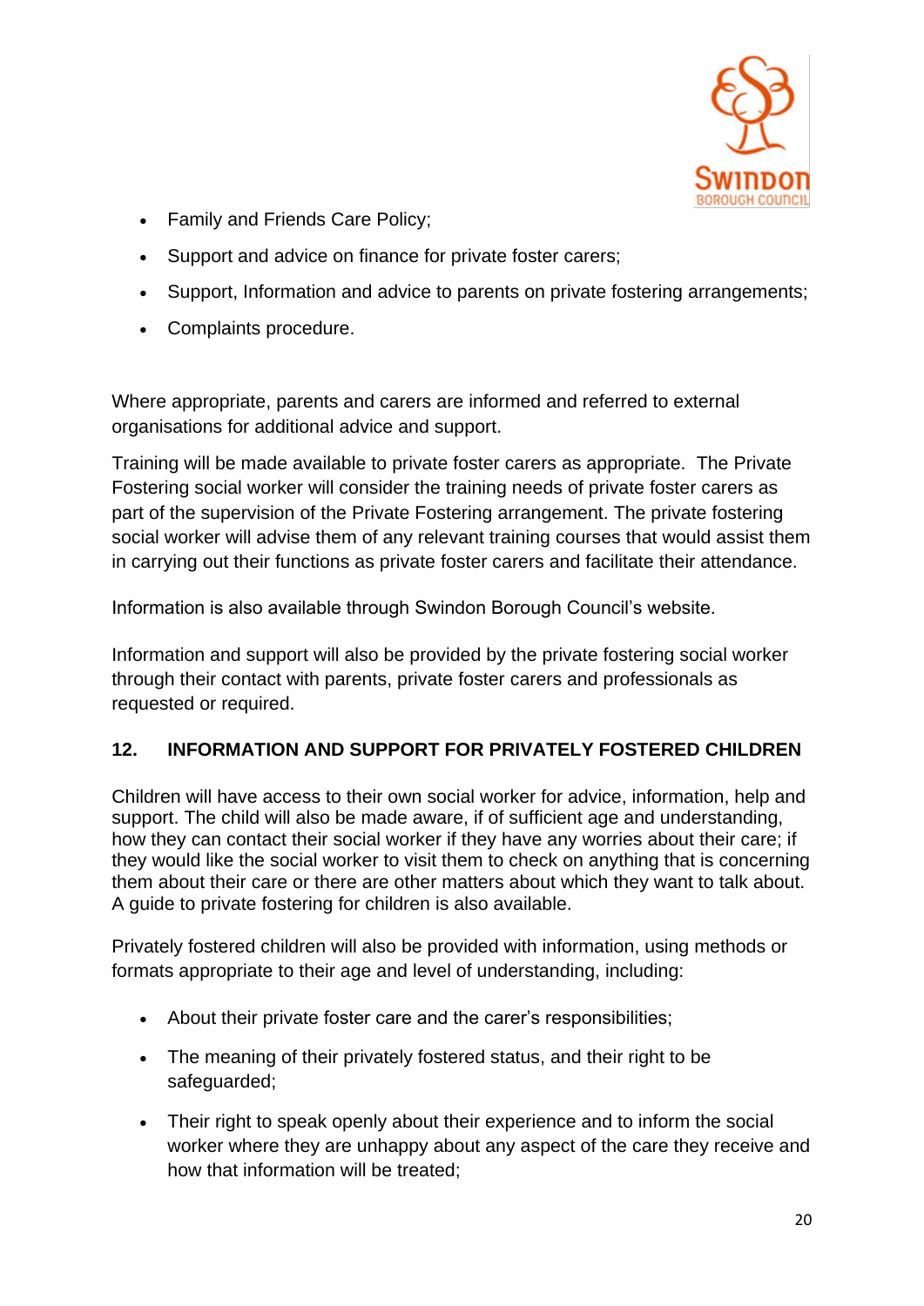- Family and Friends Care Policy;
- Support and advice on finance for private foster carers;
- Support, Information and advice to parents on private fostering arrangements;
- Complaints procedure.

Where appropriate, parents and carers are informed and referred to external organisations for additional advice and support.

Training will be made available to private foster carers as appropriate. The Private Fostering social worker will consider the training needs of private foster carers as part of the supervision of the Private Fostering arrangement. The private fostering social worker will advise them of any relevant training courses that would assist them in carrying out their functions as private foster carers and facilitate their attendance.

Information is also available through Swindon Borough Council's website.

Information and support will also be provided by the private fostering social worker through their contact with parents, private foster carers and professionals as requested or required.

## 12. INFORMATION AND SUPPORT FOR PRIVATELY FOSTERED CHILDREN

Children will have access to their own social worker for advice, information, help and support. The child will also be made aware, if of sufficient age and understanding, how they can contact their social worker if they have any worries about their care; if they would like the social worker to visit them to check on anything that is concerning them about their care or there are other matters about which they want to talk about. A guide to private fostering for children is also available.

Privately fostered children will also be provided with information, using methods or formats appropriate to their age and level of understanding, including:

- About their private foster care and the carer's responsibilities;
- The meaning of their privately fostered status, and their right to be safeguarded;
- Their right to speak openly about their experience and to inform the social worker where they are unhappy about any aspect of the care they receive and how that information will be treated;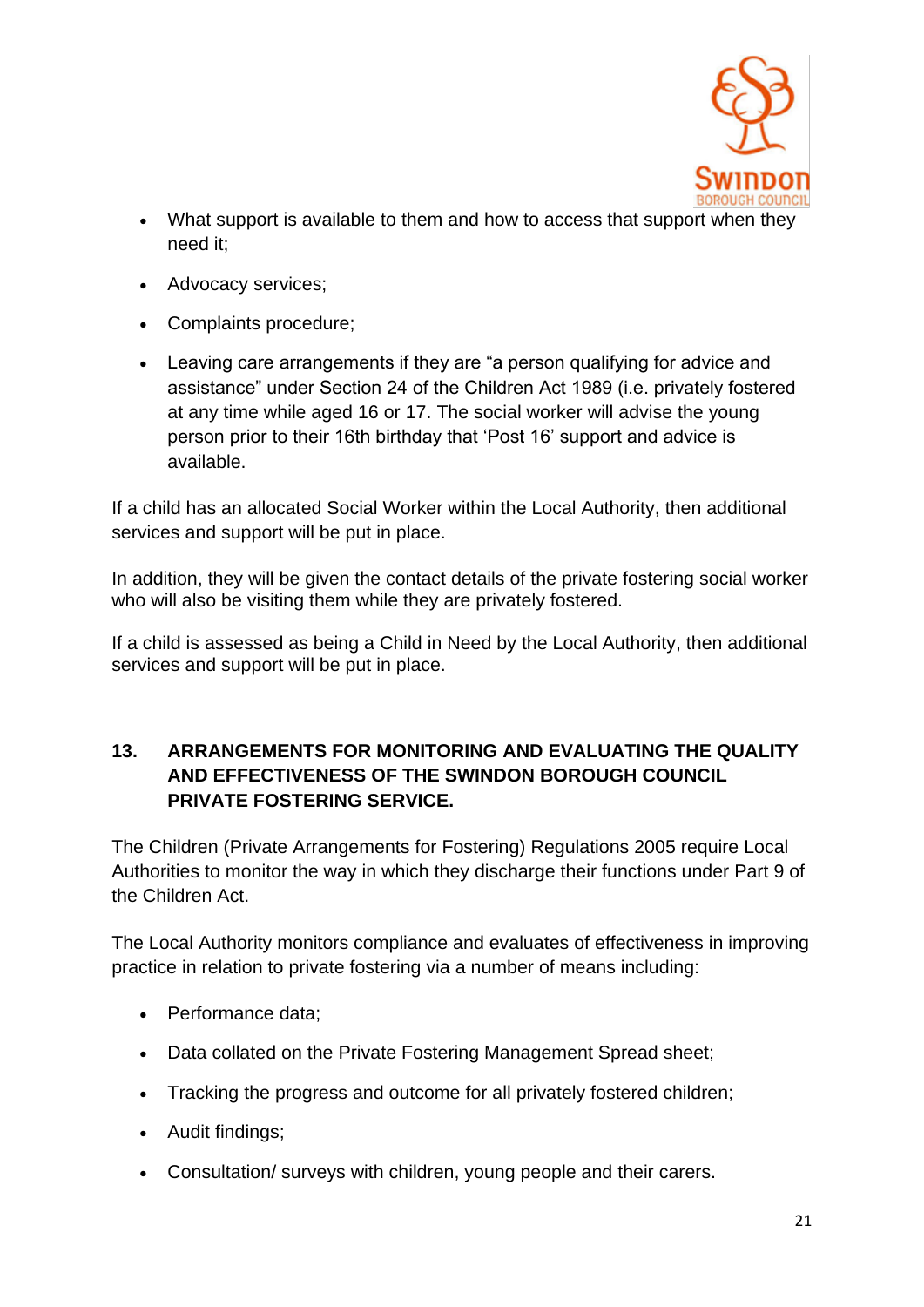- What support is available to them and how to access that support when they need it;
- Advocacy services;
- Complaints procedure;
- Leaving care arrangements if they are "a person qualifying for advice and assistance" under Section 24 of the Children Act 1989 (i.e. privately fostered at any time while aged 16 or 17. The social worker will advise the young person prior to their 16th birthday that 'Post 16' support and advice is available.

If a child has an allocated Social Worker within the Local Authority, then additional services and support will be put in place.

In addition, they will be given the contact details of the private fostering social worker who will also be visiting them while they are privately fostered.

If a child is assessed as being a Child in Need by the Local Authority, then additional services and support will be put in place.

## 13. ARRANGEMENTS FOR MONITORING AND EVALUATING THE QUALITY AND EFFECTIVENESS OF THE SWINDON BOROUGH COUNCIL PRIVATE FOSTERING SERVICE.

The Children (Private Arrangements for Fostering) Regulations 2005 require Local Authorities to monitor the way in which they discharge their functions under Part 9 of the Children Act.

The Local Authority monitors compliance and evaluates of effectiveness in improving practice in relation to private fostering via a number of means including:

- Performance data;
- Data collated on the Private Fostering Management Spread sheet;
- Tracking the progress and outcome for all privately fostered children;
- Audit findings;
- Consultation/ surveys with children, young people and their carers.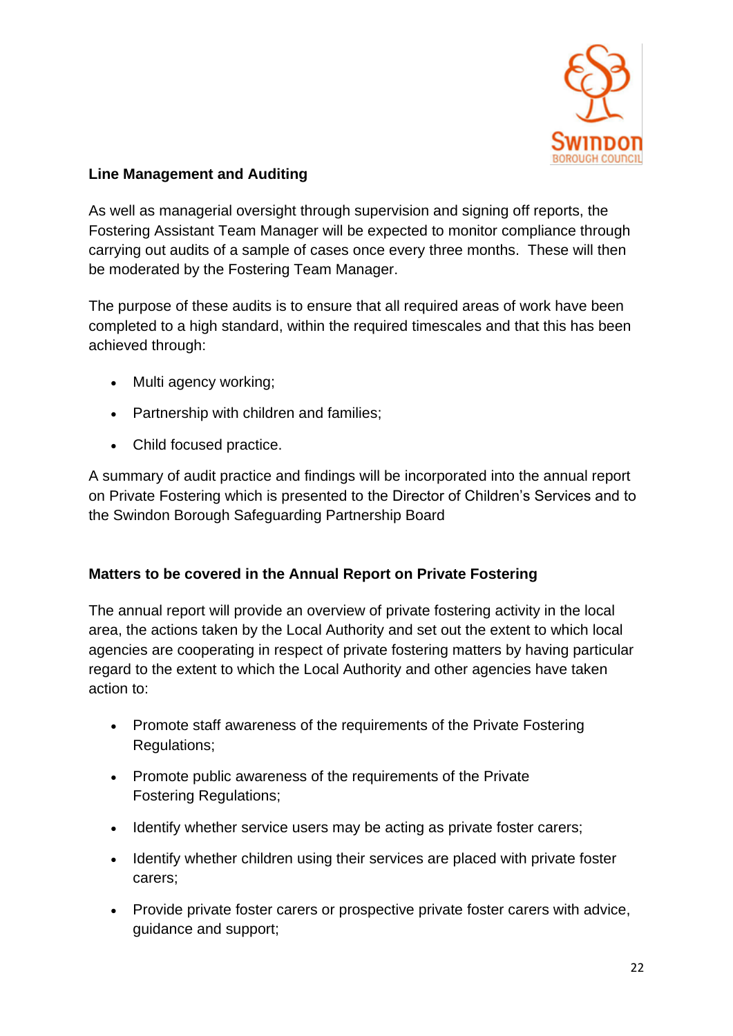**Line Management and Auditing**

As well as managerial oversight through supervision and signing off reports, the Fostering Assistant Team Manager will be expected to monitor compliance through carrying out audits of a sample of cases once every three months. These will then be moderated by the Fostering Team Manager.

The purpose of these audits is to ensure that all required areas of work have been completed to a high standard, within the required timescales and that this has been achieved through:

- Multi agency working;
- Partnership with children and families;
- Child focused practice.

A summary of audit practice and findings will be incorporated into the annual report on Private Fostering which is presented to the Director of Children's Services and to the Swindon Borough Safeguarding Partnership Board

**Matters to be covered in the Annual Report on Private Fostering**

The annual report will provide an overview of private fostering activity in the local area, the actions taken by the Local Authority and set out the extent to which local agencies are cooperating in respect of private fostering matters by having particular regard to the extent to which the Local Authority and other agencies have taken action to:

- Promote staff awareness of the requirements of the Private Fostering Regulations;
- Promote public awareness of the requirements of the Private Fostering Regulations;
- Identify whether service users may be acting as private foster carers;
- Identify whether children using their services are placed with private foster carers;
- Provide private foster carers or prospective private foster carers with advice, guidance and support;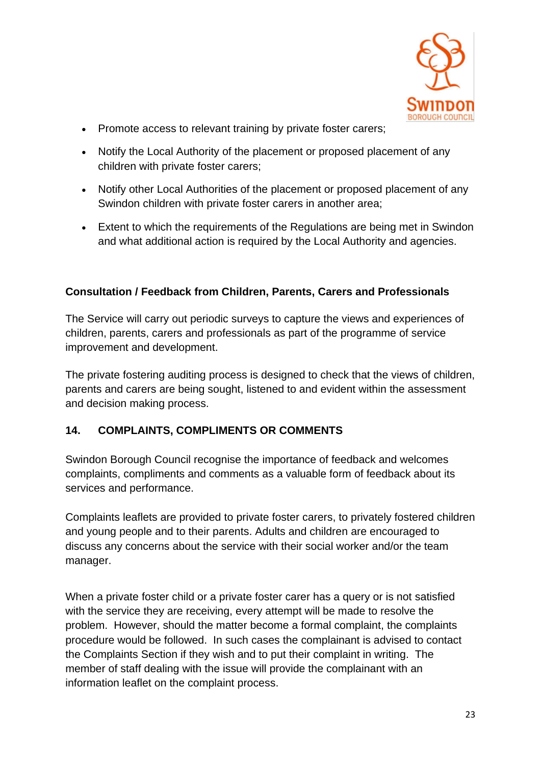- Promote access to relevant training by private foster carers;
- Notify the Local Authority of the placement or proposed placement of any children with private foster carers;
- Notify other Local Authorities of the placement or proposed placement of any Swindon children with private foster carers in another area;
- Extent to which the requirements of the Regulations are being met in Swindon and what additional action is required by the Local Authority and agencies.

**Consultation / Feedback from Children, Parents, Carers and Professionals**

The Service will carry out periodic surveys to capture the views and experiences of children, parents, carers and professionals as part of the programme of service improvement and development.

The private fostering auditing process is designed to check that the views of children, parents and carers are being sought, listened to and evident within the assessment and decision making process.

## 14. COMPLAINTS, COMPLIMENTS OR COMMENTS

Swindon Borough Council recognise the importance of feedback and welcomes complaints, compliments and comments as a valuable form of feedback about its services and performance.

Complaints leaflets are provided to private foster carers, to privately fostered children and young people and to their parents. Adults and children are encouraged to discuss any concerns about the service with their social worker and/or the team manager.

When a private foster child or a private foster carer has a query or is not satisfied with the service they are receiving, every attempt will be made to resolve the problem. However, should the matter become a formal complaint, the complaints procedure would be followed. In such cases the complainant is advised to contact the Complaints Section if they wish and to put their complaint in writing. The member of staff dealing with the issue will provide the complainant with an information leaflet on the complaint process.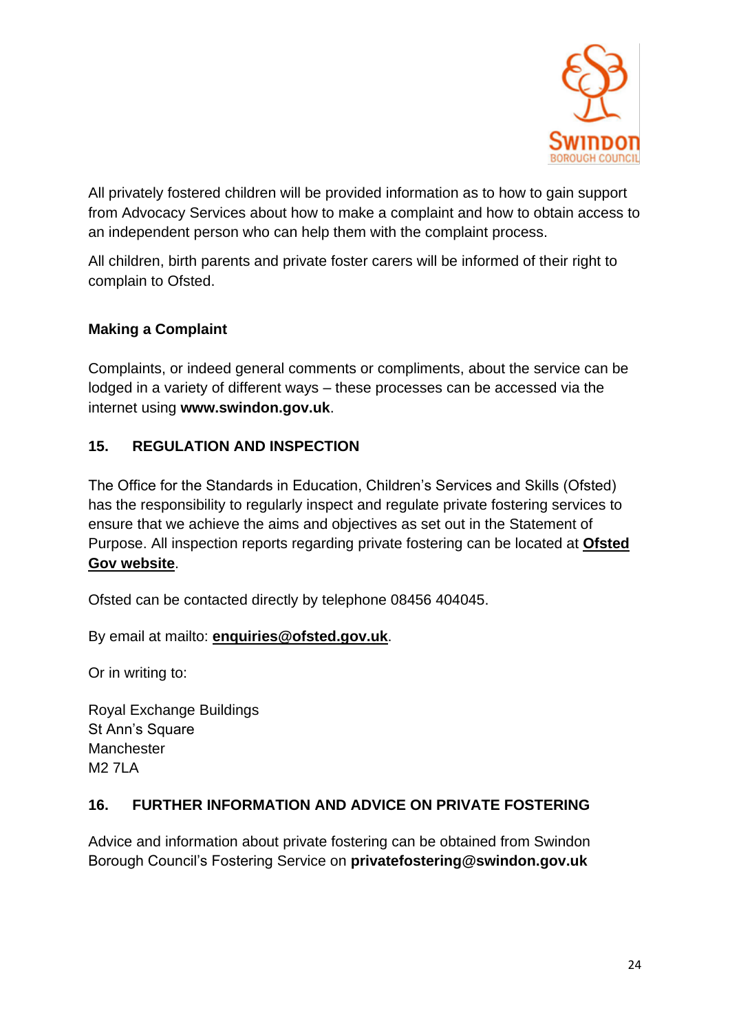All privately fostered children will be provided information as to how to gain support from Advocacy Services about how to make a complaint and how to obtain access to an independent person who can help them with the complaint process.

All children, birth parents and private foster carers will be informed of their right to complain to Ofsted.

**Making a Complaint**

Complaints, or indeed general comments or compliments, about the service can be lodged in a variety of different ways – these processes can be accessed via the internet using **www.swindon.gov.uk**.

## 15. REGULATION AND INSPECTION

The Office for the Standards in Education, Children's Services and Skills (Ofsted) has the responsibility to regularly inspect and regulate private fostering services to ensure that we achieve the aims and objectives as set out in the Statement of Purpose. All inspection reports regarding private fostering can be located at **Ofsted Gov website**.

Ofsted can be contacted directly by telephone 08456 404045.

By email at mailto: **enquiries@ofsted.gov.uk**.

Or in writing to:

Royal Exchange Buildings
St Ann's Square
Manchester
M2 7LA

## 16. FURTHER INFORMATION AND ADVICE ON PRIVATE FOSTERING

Advice and information about private fostering can be obtained from Swindon Borough Council's Fostering Service on **privatefostering@swindon.gov.uk**